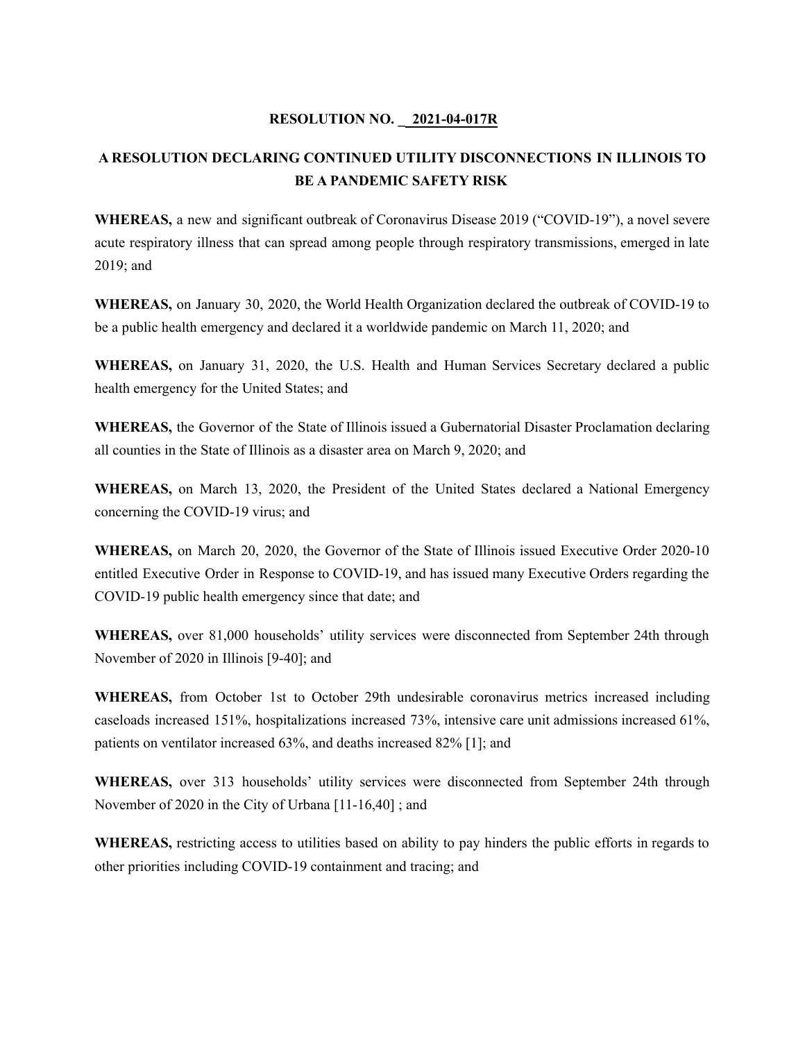**RESOLUTION NO. _ 2021-04-017R**

**A RESOLUTION DECLARING CONTINUED UTILITY DISCONNECTIONS IN ILLINOIS TO BE A PANDEMIC SAFETY RISK**

**WHEREAS,** a new and significant outbreak of Coronavirus Disease 2019 ("COVID-19"), a novel severe acute respiratory illness that can spread among people through respiratory transmissions, emerged in late 2019; and

**WHEREAS,** on January 30, 2020, the World Health Organization declared the outbreak of COVID-19 to be a public health emergency and declared it a worldwide pandemic on March 11, 2020; and

**WHEREAS,** on January 31, 2020, the U.S. Health and Human Services Secretary declared a public health emergency for the United States; and

**WHEREAS,** the Governor of the State of Illinois issued a Gubernatorial Disaster Proclamation declaring all counties in the State of Illinois as a disaster area on March 9, 2020; and

**WHEREAS,** on March 13, 2020, the President of the United States declared a National Emergency concerning the COVID-19 virus; and

**WHEREAS,** on March 20, 2020, the Governor of the State of Illinois issued Executive Order 2020-10 entitled Executive Order in Response to COVID-19, and has issued many Executive Orders regarding the COVID-19 public health emergency since that date; and

**WHEREAS,** over 81,000 households' utility services were disconnected from September 24th through November of 2020 in Illinois [9-40]; and

**WHEREAS,** from October 1st to October 29th undesirable coronavirus metrics increased including caseloads increased 151%, hospitalizations increased 73%, intensive care unit admissions increased 61%, patients on ventilator increased 63%, and deaths increased 82% [1]; and

**WHEREAS,** over 313 households' utility services were disconnected from September 24th through November of 2020 in the City of Urbana [11-16,40] ; and

**WHEREAS,** restricting access to utilities based on ability to pay hinders the public efforts in regards to other priorities including COVID-19 containment and tracing; and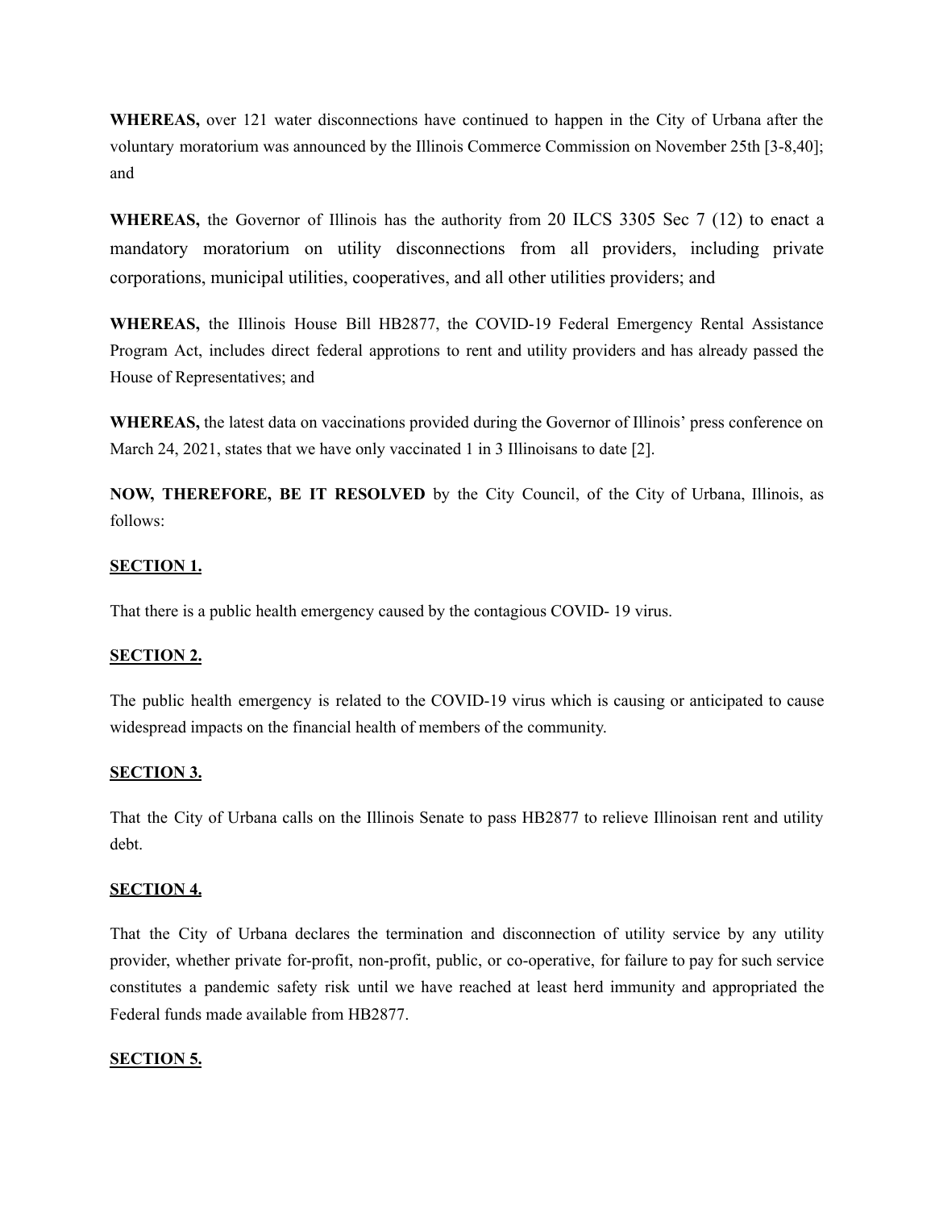**WHEREAS,** over 121 water disconnections have continued to happen in the City of Urbana after the voluntary moratorium was announced by the Illinois Commerce Commission on November 25th [3-8,40]; and

**WHEREAS,** the Governor of Illinois has the authority from 20 ILCS 3305 Sec 7 (12) to enact a mandatory moratorium on utility disconnections from all providers, including private corporations, municipal utilities, cooperatives, and all other utilities providers; and

**WHEREAS,** the Illinois House Bill HB2877, the COVID-19 Federal Emergency Rental Assistance Program Act, includes direct federal approtions to rent and utility providers and has already passed the House of Representatives; and

**WHEREAS,** the latest data on vaccinations provided during the Governor of Illinois' press conference on March 24, 2021, states that we have only vaccinated 1 in 3 Illinoisans to date [2].

**NOW, THEREFORE, BE IT RESOLVED** by the City Council, of the City of Urbana, Illinois, as follows:

**SECTION 1.**

That there is a public health emergency caused by the contagious COVID- 19 virus.

**SECTION 2.**

The public health emergency is related to the COVID-19 virus which is causing or anticipated to cause widespread impacts on the financial health of members of the community.

**SECTION 3.**

That the City of Urbana calls on the Illinois Senate to pass HB2877 to relieve Illinoisan rent and utility debt.

**SECTION 4.**

That the City of Urbana declares the termination and disconnection of utility service by any utility provider, whether private for-profit, non-profit, public, or co-operative, for failure to pay for such service constitutes a pandemic safety risk until we have reached at least herd immunity and appropriated the Federal funds made available from HB2877.

**SECTION 5.**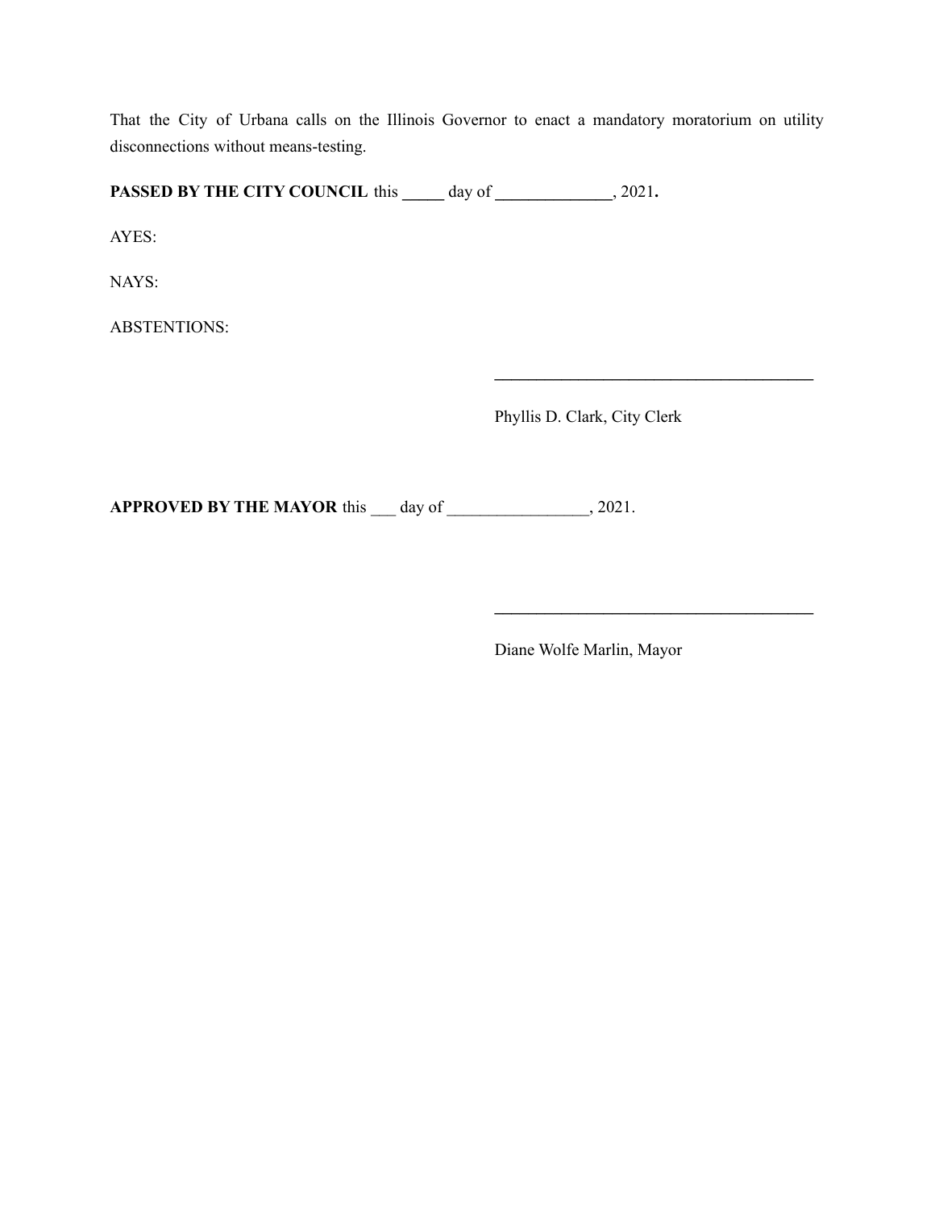That the City of Urbana calls on the Illinois Governor to enact a mandatory moratorium on utility disconnections without means-testing.

**PASSED BY THE CITY COUNCIL** this _____ day of ______________, 2021**.**

AYES:

NAYS:

ABSTENTIONS:

________________________________________

Phyllis D. Clark, City Clerk

**APPROVED BY THE MAYOR** this ___ day of _________________, 2021.

________________________________________

Diane Wolfe Marlin, Mayor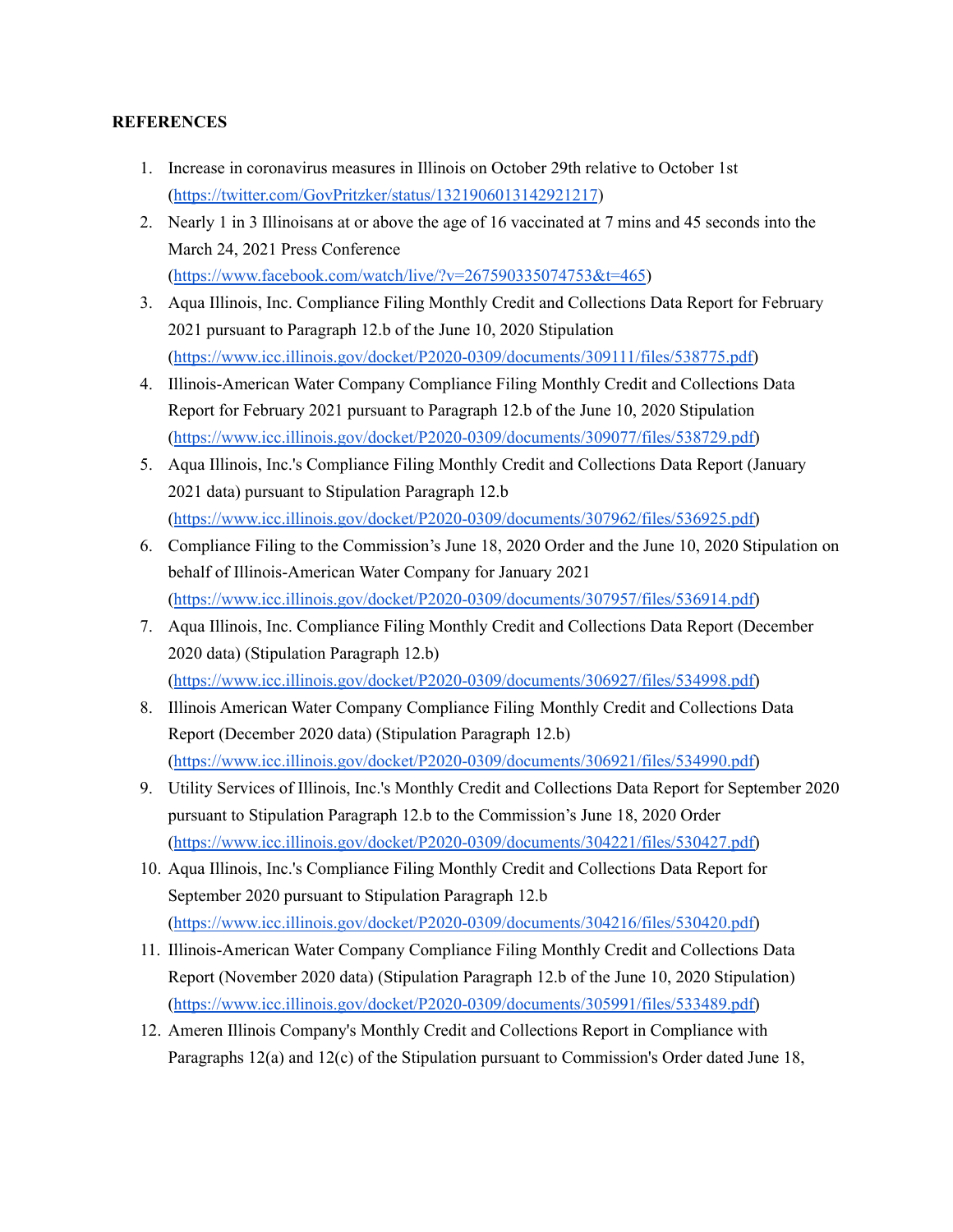**REFERENCES**

1. Increase in coronavirus measures in Illinois on October 29th relative to October 1st (https://twitter.com/GovPritzker/status/1321906013142921217)
2. Nearly 1 in 3 Illinoisans at or above the age of 16 vaccinated at 7 mins and 45 seconds into the March 24, 2021 Press Conference (https://www.facebook.com/watch/live/?v=267590335074753&t=465)
3. Aqua Illinois, Inc. Compliance Filing Monthly Credit and Collections Data Report for February 2021 pursuant to Paragraph 12.b of the June 10, 2020 Stipulation (https://www.icc.illinois.gov/docket/P2020-0309/documents/309111/files/538775.pdf)
4. Illinois-American Water Company Compliance Filing Monthly Credit and Collections Data Report for February 2021 pursuant to Paragraph 12.b of the June 10, 2020 Stipulation (https://www.icc.illinois.gov/docket/P2020-0309/documents/309077/files/538729.pdf)
5. Aqua Illinois, Inc.'s Compliance Filing Monthly Credit and Collections Data Report (January 2021 data) pursuant to Stipulation Paragraph 12.b (https://www.icc.illinois.gov/docket/P2020-0309/documents/307962/files/536925.pdf)
6. Compliance Filing to the Commission's June 18, 2020 Order and the June 10, 2020 Stipulation on behalf of Illinois-American Water Company for January 2021 (https://www.icc.illinois.gov/docket/P2020-0309/documents/307957/files/536914.pdf)
7. Aqua Illinois, Inc. Compliance Filing Monthly Credit and Collections Data Report (December 2020 data) (Stipulation Paragraph 12.b) (https://www.icc.illinois.gov/docket/P2020-0309/documents/306927/files/534998.pdf)
8. Illinois American Water Company Compliance Filing Monthly Credit and Collections Data Report (December 2020 data) (Stipulation Paragraph 12.b) (https://www.icc.illinois.gov/docket/P2020-0309/documents/306921/files/534990.pdf)
9. Utility Services of Illinois, Inc.'s Monthly Credit and Collections Data Report for September 2020 pursuant to Stipulation Paragraph 12.b to the Commission's June 18, 2020 Order (https://www.icc.illinois.gov/docket/P2020-0309/documents/304221/files/530427.pdf)
10. Aqua Illinois, Inc.'s Compliance Filing Monthly Credit and Collections Data Report for September 2020 pursuant to Stipulation Paragraph 12.b (https://www.icc.illinois.gov/docket/P2020-0309/documents/304216/files/530420.pdf)
11. Illinois-American Water Company Compliance Filing Monthly Credit and Collections Data Report (November 2020 data) (Stipulation Paragraph 12.b of the June 10, 2020 Stipulation) (https://www.icc.illinois.gov/docket/P2020-0309/documents/305991/files/533489.pdf)
12. Ameren Illinois Company's Monthly Credit and Collections Report in Compliance with Paragraphs 12(a) and 12(c) of the Stipulation pursuant to Commission's Order dated June 18,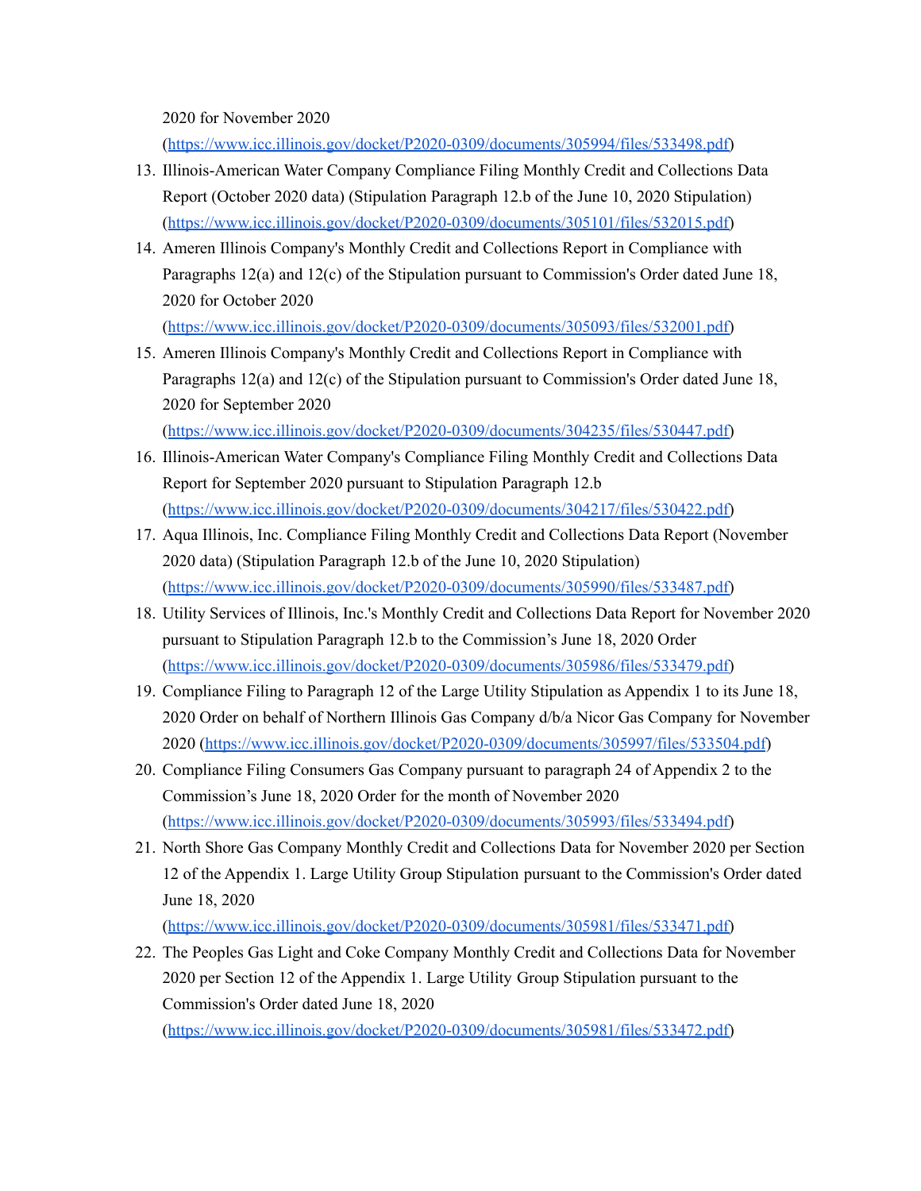2020 for November 2020 (https://www.icc.illinois.gov/docket/P2020-0309/documents/305994/files/533498.pdf)

13. Illinois-American Water Company Compliance Filing Monthly Credit and Collections Data Report (October 2020 data) (Stipulation Paragraph 12.b of the June 10, 2020 Stipulation) (https://www.icc.illinois.gov/docket/P2020-0309/documents/305101/files/532015.pdf)
14. Ameren Illinois Company's Monthly Credit and Collections Report in Compliance with Paragraphs 12(a) and 12(c) of the Stipulation pursuant to Commission's Order dated June 18, 2020 for October 2020 (https://www.icc.illinois.gov/docket/P2020-0309/documents/305093/files/532001.pdf)
15. Ameren Illinois Company's Monthly Credit and Collections Report in Compliance with Paragraphs 12(a) and 12(c) of the Stipulation pursuant to Commission's Order dated June 18, 2020 for September 2020 (https://www.icc.illinois.gov/docket/P2020-0309/documents/304235/files/530447.pdf)
16. Illinois-American Water Company's Compliance Filing Monthly Credit and Collections Data Report for September 2020 pursuant to Stipulation Paragraph 12.b (https://www.icc.illinois.gov/docket/P2020-0309/documents/304217/files/530422.pdf)
17. Aqua Illinois, Inc. Compliance Filing Monthly Credit and Collections Data Report (November 2020 data) (Stipulation Paragraph 12.b of the June 10, 2020 Stipulation) (https://www.icc.illinois.gov/docket/P2020-0309/documents/305990/files/533487.pdf)
18. Utility Services of Illinois, Inc.'s Monthly Credit and Collections Data Report for November 2020 pursuant to Stipulation Paragraph 12.b to the Commission's June 18, 2020 Order (https://www.icc.illinois.gov/docket/P2020-0309/documents/305986/files/533479.pdf)
19. Compliance Filing to Paragraph 12 of the Large Utility Stipulation as Appendix 1 to its June 18, 2020 Order on behalf of Northern Illinois Gas Company d/b/a Nicor Gas Company for November 2020 (https://www.icc.illinois.gov/docket/P2020-0309/documents/305997/files/533504.pdf)
20. Compliance Filing Consumers Gas Company pursuant to paragraph 24 of Appendix 2 to the Commission's June 18, 2020 Order for the month of November 2020 (https://www.icc.illinois.gov/docket/P2020-0309/documents/305993/files/533494.pdf)
21. North Shore Gas Company Monthly Credit and Collections Data for November 2020 per Section 12 of the Appendix 1. Large Utility Group Stipulation pursuant to the Commission's Order dated June 18, 2020 (https://www.icc.illinois.gov/docket/P2020-0309/documents/305981/files/533471.pdf)
22. The Peoples Gas Light and Coke Company Monthly Credit and Collections Data for November 2020 per Section 12 of the Appendix 1. Large Utility Group Stipulation pursuant to the Commission's Order dated June 18, 2020 (https://www.icc.illinois.gov/docket/P2020-0309/documents/305981/files/533472.pdf)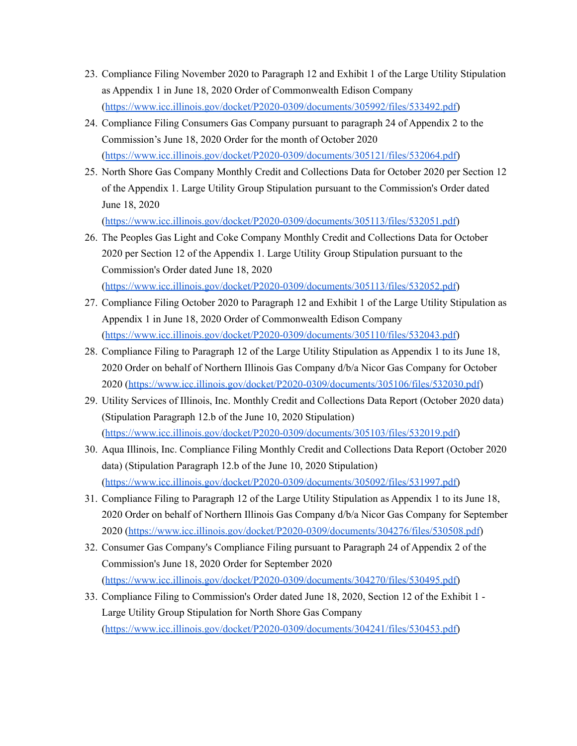23. Compliance Filing November 2020 to Paragraph 12 and Exhibit 1 of the Large Utility Stipulation as Appendix 1 in June 18, 2020 Order of Commonwealth Edison Company (https://www.icc.illinois.gov/docket/P2020-0309/documents/305992/files/533492.pdf)
24. Compliance Filing Consumers Gas Company pursuant to paragraph 24 of Appendix 2 to the Commission's June 18, 2020 Order for the month of October 2020 (https://www.icc.illinois.gov/docket/P2020-0309/documents/305121/files/532064.pdf)
25. North Shore Gas Company Monthly Credit and Collections Data for October 2020 per Section 12 of the Appendix 1. Large Utility Group Stipulation pursuant to the Commission's Order dated June 18, 2020 (https://www.icc.illinois.gov/docket/P2020-0309/documents/305113/files/532051.pdf)
26. The Peoples Gas Light and Coke Company Monthly Credit and Collections Data for October 2020 per Section 12 of the Appendix 1. Large Utility Group Stipulation pursuant to the Commission's Order dated June 18, 2020 (https://www.icc.illinois.gov/docket/P2020-0309/documents/305113/files/532052.pdf)
27. Compliance Filing October 2020 to Paragraph 12 and Exhibit 1 of the Large Utility Stipulation as Appendix 1 in June 18, 2020 Order of Commonwealth Edison Company (https://www.icc.illinois.gov/docket/P2020-0309/documents/305110/files/532043.pdf)
28. Compliance Filing to Paragraph 12 of the Large Utility Stipulation as Appendix 1 to its June 18, 2020 Order on behalf of Northern Illinois Gas Company d/b/a Nicor Gas Company for October 2020 (https://www.icc.illinois.gov/docket/P2020-0309/documents/305106/files/532030.pdf)
29. Utility Services of Illinois, Inc. Monthly Credit and Collections Data Report (October 2020 data) (Stipulation Paragraph 12.b of the June 10, 2020 Stipulation) (https://www.icc.illinois.gov/docket/P2020-0309/documents/305103/files/532019.pdf)
30. Aqua Illinois, Inc. Compliance Filing Monthly Credit and Collections Data Report (October 2020 data) (Stipulation Paragraph 12.b of the June 10, 2020 Stipulation) (https://www.icc.illinois.gov/docket/P2020-0309/documents/305092/files/531997.pdf)
31. Compliance Filing to Paragraph 12 of the Large Utility Stipulation as Appendix 1 to its June 18, 2020 Order on behalf of Northern Illinois Gas Company d/b/a Nicor Gas Company for September 2020 (https://www.icc.illinois.gov/docket/P2020-0309/documents/304276/files/530508.pdf)
32. Consumer Gas Company's Compliance Filing pursuant to Paragraph 24 of Appendix 2 of the Commission's June 18, 2020 Order for September 2020 (https://www.icc.illinois.gov/docket/P2020-0309/documents/304270/files/530495.pdf)
33. Compliance Filing to Commission's Order dated June 18, 2020, Section 12 of the Exhibit 1 - Large Utility Group Stipulation for North Shore Gas Company (https://www.icc.illinois.gov/docket/P2020-0309/documents/304241/files/530453.pdf)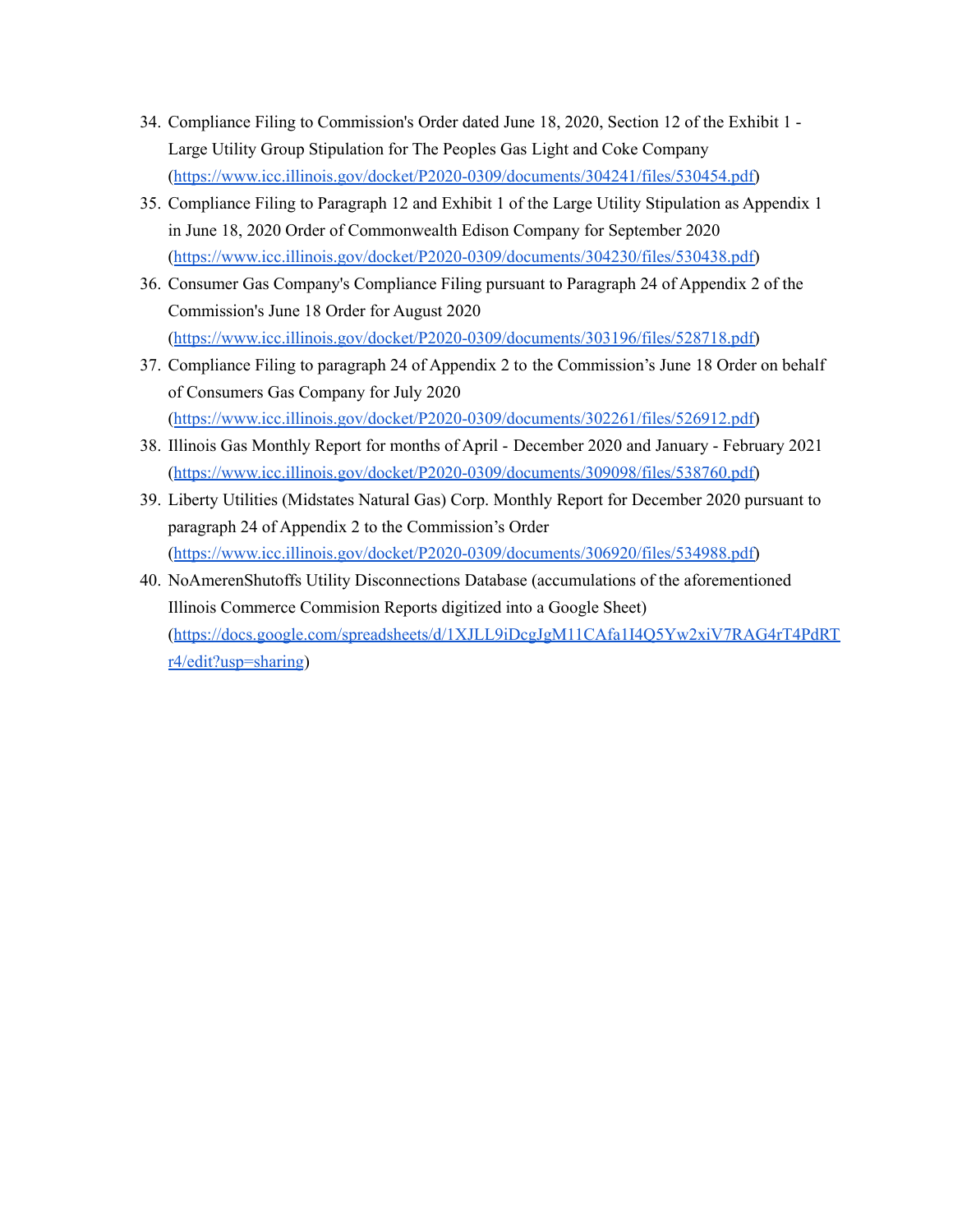34. Compliance Filing to Commission's Order dated June 18, 2020, Section 12 of the Exhibit 1 - Large Utility Group Stipulation for The Peoples Gas Light and Coke Company (https://www.icc.illinois.gov/docket/P2020-0309/documents/304241/files/530454.pdf)
35. Compliance Filing to Paragraph 12 and Exhibit 1 of the Large Utility Stipulation as Appendix 1 in June 18, 2020 Order of Commonwealth Edison Company for September 2020 (https://www.icc.illinois.gov/docket/P2020-0309/documents/304230/files/530438.pdf)
36. Consumer Gas Company's Compliance Filing pursuant to Paragraph 24 of Appendix 2 of the Commission's June 18 Order for August 2020 (https://www.icc.illinois.gov/docket/P2020-0309/documents/303196/files/528718.pdf)
37. Compliance Filing to paragraph 24 of Appendix 2 to the Commission's June 18 Order on behalf of Consumers Gas Company for July 2020 (https://www.icc.illinois.gov/docket/P2020-0309/documents/302261/files/526912.pdf)
38. Illinois Gas Monthly Report for months of April - December 2020 and January - February 2021 (https://www.icc.illinois.gov/docket/P2020-0309/documents/309098/files/538760.pdf)
39. Liberty Utilities (Midstates Natural Gas) Corp. Monthly Report for December 2020 pursuant to paragraph 24 of Appendix 2 to the Commission's Order (https://www.icc.illinois.gov/docket/P2020-0309/documents/306920/files/534988.pdf)
40. NoAmerenShutoffs Utility Disconnections Database (accumulations of the aforementioned Illinois Commerce Commision Reports digitized into a Google Sheet) (https://docs.google.com/spreadsheets/d/1XJLL9iDcgJgM11CAfa1I4Q5Yw2xiV7RAG4rT4PdRTr4/edit?usp=sharing)